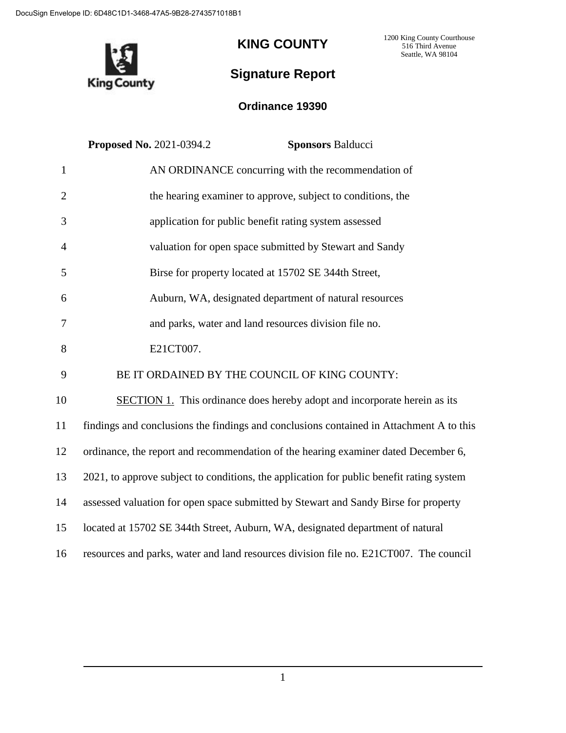DocuSign Envelope ID: 6D48C1D1-3468-47A5-9B28-2743571018B1

# KING COUNTY

1200 King County Courthouse
516 Third Avenue
Seattle, WA 98104

## Signature Report

### Ordinance 19390

**Proposed No.** 2021-0394.2 **Sponsors** Balducci

1 AN ORDINANCE concurring with the recommendation of
2 the hearing examiner to approve, subject to conditions, the
3 application for public benefit rating system assessed
4 valuation for open space submitted by Stewart and Sandy
5 Birse for property located at 15702 SE 344th Street,
6 Auburn, WA, designated department of natural resources
7 and parks, water and land resources division file no.
8 E21CT007.

9 BE IT ORDAINED BY THE COUNCIL OF KING COUNTY:

10 SECTION 1. This ordinance does hereby adopt and incorporate herein as its
11 findings and conclusions the findings and conclusions contained in Attachment A to this
12 ordinance, the report and recommendation of the hearing examiner dated December 6,
13 2021, to approve subject to conditions, the application for public benefit rating system
14 assessed valuation for open space submitted by Stewart and Sandy Birse for property
15 located at 15702 SE 344th Street, Auburn, WA, designated department of natural
16 resources and parks, water and land resources division file no. E21CT007. The council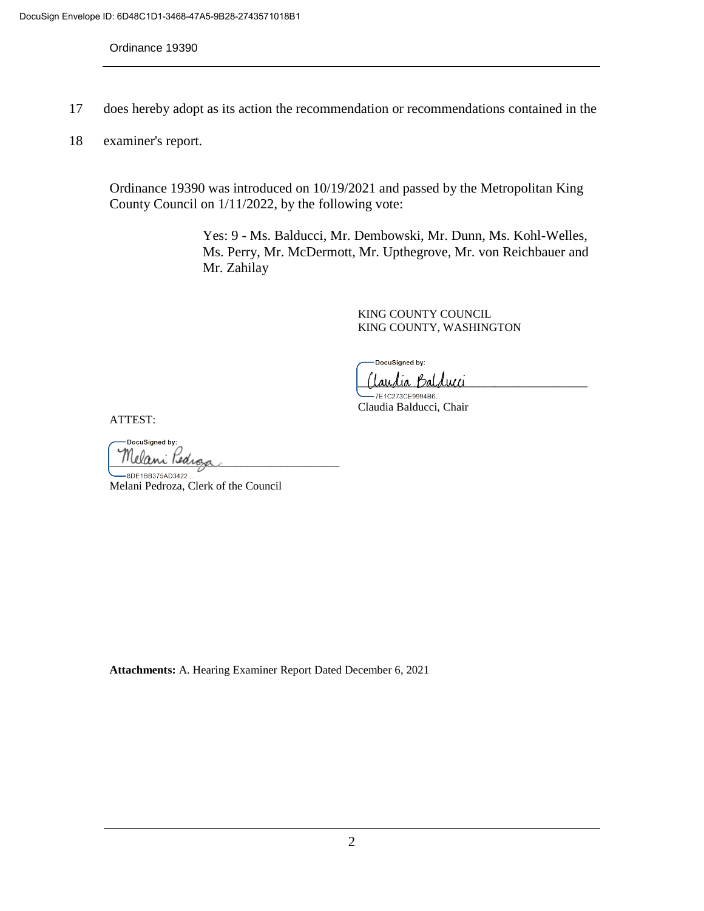17 does hereby adopt as its action the recommendation or recommendations contained in the

18 examiner's report.

Ordinance 19390 was introduced on 10/19/2021 and passed by the Metropolitan King County Council on 1/11/2022, by the following vote:

Yes: 9 - Ms. Balducci, Mr. Dembowski, Mr. Dunn, Ms. Kohl-Welles, Ms. Perry, Mr. McDermott, Mr. Upthegrove, Mr. von Reichbauer and Mr. Zahilay

KING COUNTY COUNCIL
KING COUNTY, WASHINGTON

DocuSigned by:
Claudia Balducci
7E1C273CE9994B6...
Claudia Balducci, Chair

ATTEST:

DocuSigned by:
Melani Pedroza
8DE1BB375AD3422...
Melani Pedroza, Clerk of the Council

**Attachments:** A. Hearing Examiner Report Dated December 6, 2021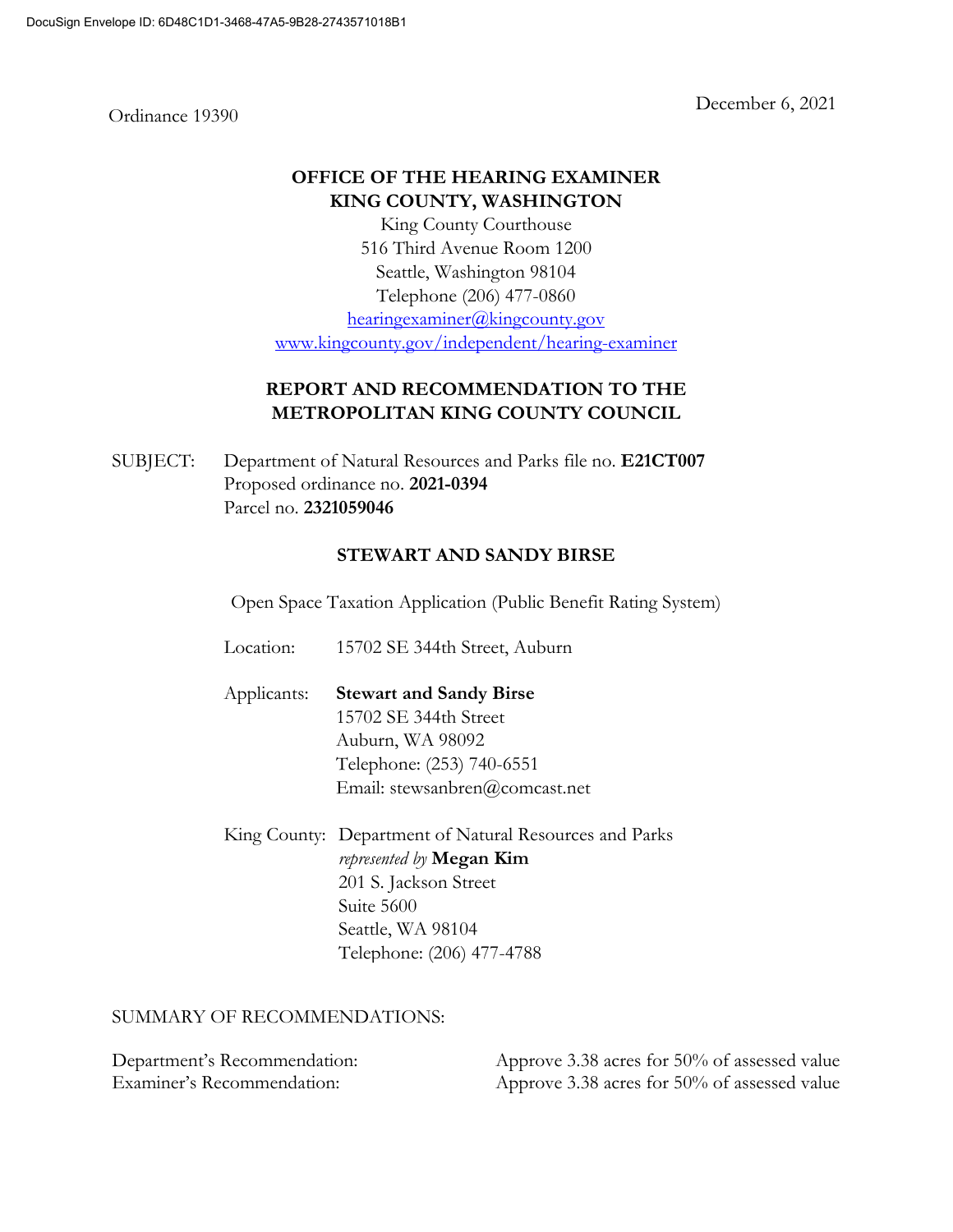DocuSign Envelope ID: 6D48C1D1-3468-47A5-9B28-2743571018B1

Ordinance 19390

December 6, 2021

**OFFICE OF THE HEARING EXAMINER**
**KING COUNTY, WASHINGTON**

King County Courthouse
516 Third Avenue Room 1200
Seattle, Washington 98104
Telephone (206) 477-0860
hearingexaminer@kingcounty.gov
www.kingcounty.gov/independent/hearing-examiner

## REPORT AND RECOMMENDATION TO THE METROPOLITAN KING COUNTY COUNCIL

SUBJECT: Department of Natural Resources and Parks file no. **E21CT007**
Proposed ordinance no. **2021-0394**
Parcel no. **2321059046**

**STEWART AND SANDY BIRSE**

Open Space Taxation Application (Public Benefit Rating System)

Location: 15702 SE 344th Street, Auburn

Applicants: **Stewart and Sandy Birse**
15702 SE 344th Street
Auburn, WA 98092
Telephone: (253) 740-6551
Email: stewsanbren@comcast.net

King County: Department of Natural Resources and Parks
*represented by* **Megan Kim**
201 S. Jackson Street
Suite 5600
Seattle, WA 98104
Telephone: (206) 477-4788

SUMMARY OF RECOMMENDATIONS:

| | |
|---|---|
| Department's Recommendation: | Approve 3.38 acres for 50% of assessed value |
| Examiner's Recommendation: | Approve 3.38 acres for 50% of assessed value |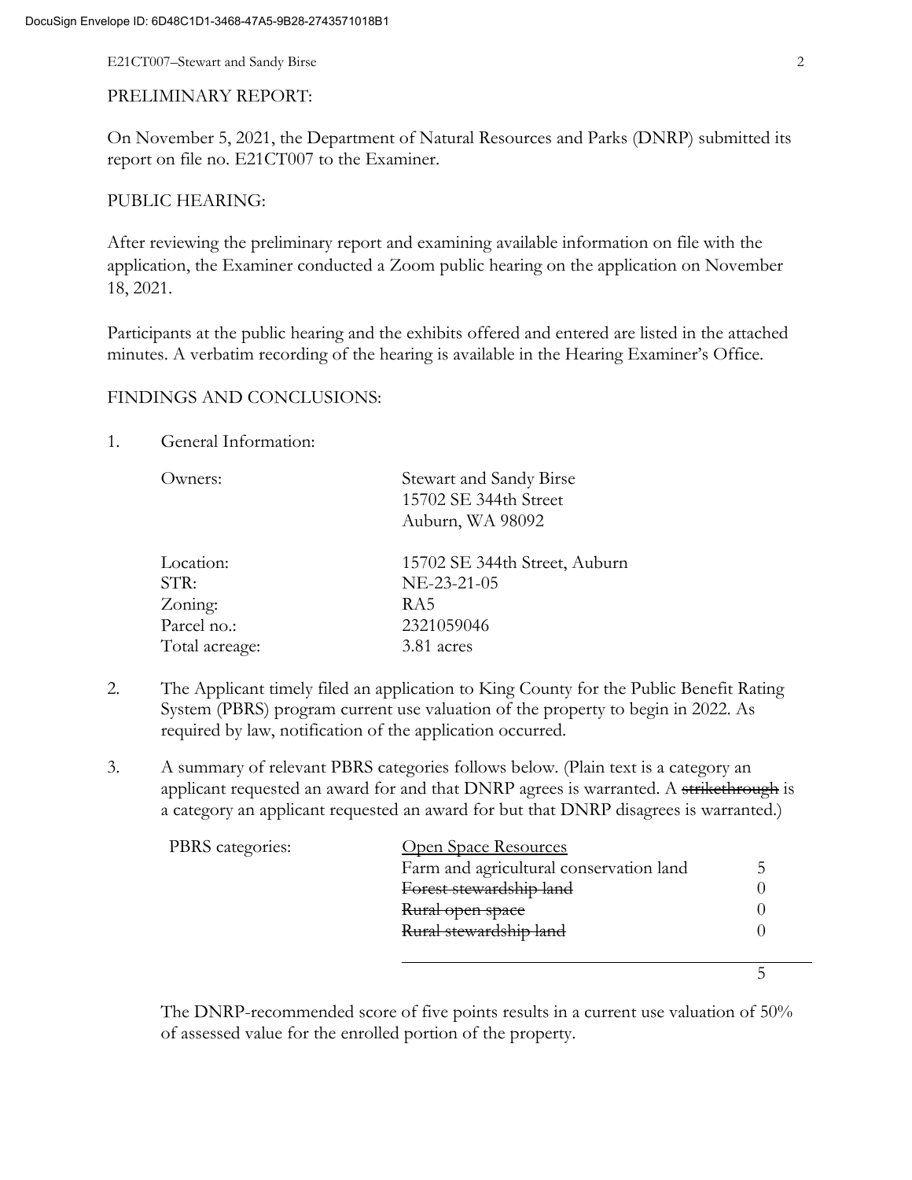PRELIMINARY REPORT:

On November 5, 2021, the Department of Natural Resources and Parks (DNRP) submitted its report on file no. E21CT007 to the Examiner.

PUBLIC HEARING:

After reviewing the preliminary report and examining available information on file with the application, the Examiner conducted a Zoom public hearing on the application on November 18, 2021.

Participants at the public hearing and the exhibits offered and entered are listed in the attached minutes. A verbatim recording of the hearing is available in the Hearing Examiner's Office.

FINDINGS AND CONCLUSIONS:

1. General Information:

| | |
|---|---|
| Owners: | Stewart and Sandy Birse<br>15702 SE 344th Street<br>Auburn, WA 98092 |
| Location: | 15702 SE 344th Street, Auburn |
| STR: | NE-23-21-05 |
| Zoning: | RA5 |
| Parcel no.: | 2321059046 |
| Total acreage: | 3.81 acres |

2. The Applicant timely filed an application to King County for the Public Benefit Rating System (PBRS) program current use valuation of the property to begin in 2022. As required by law, notification of the application occurred.

3. A summary of relevant PBRS categories follows below. (Plain text is a category an applicant requested an award for and that DNRP agrees is warranted. A ~~strikethrough~~ is a category an applicant requested an award for but that DNRP disagrees is warranted.)

| PBRS categories: | Open Space Resources | |
|---|---|---|
| | Farm and agricultural conservation land | 5 |
| | ~~Forest stewardship land~~ | 0 |
| | ~~Rural open space~~ | 0 |
| | ~~Rural stewardship land~~ | 0 |
| | | 5 |

The DNRP-recommended score of five points results in a current use valuation of 50% of assessed value for the enrolled portion of the property.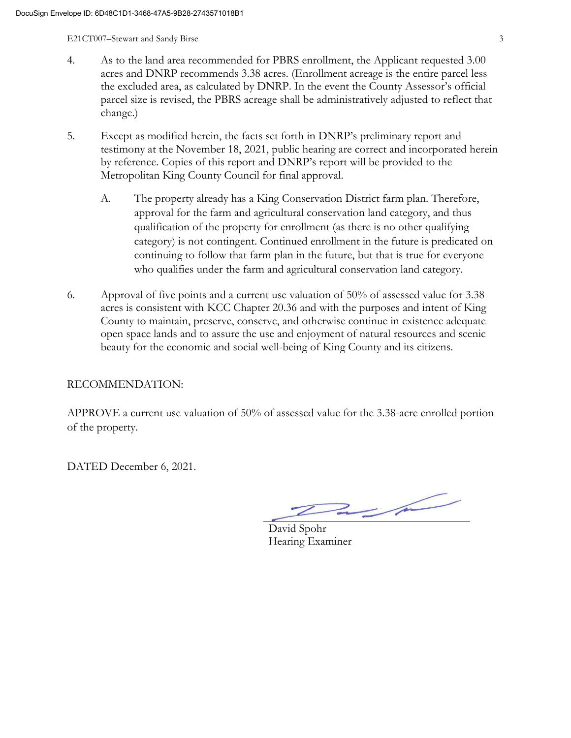4. As to the land area recommended for PBRS enrollment, the Applicant requested 3.00 acres and DNRP recommends 3.38 acres. (Enrollment acreage is the entire parcel less the excluded area, as calculated by DNRP. In the event the County Assessor's official parcel size is revised, the PBRS acreage shall be administratively adjusted to reflect that change.)

5. Except as modified herein, the facts set forth in DNRP's preliminary report and testimony at the November 18, 2021, public hearing are correct and incorporated herein by reference. Copies of this report and DNRP's report will be provided to the Metropolitan King County Council for final approval.

   A. The property already has a King Conservation District farm plan. Therefore, approval for the farm and agricultural conservation land category, and thus qualification of the property for enrollment (as there is no other qualifying category) is not contingent. Continued enrollment in the future is predicated on continuing to follow that farm plan in the future, but that is true for everyone who qualifies under the farm and agricultural conservation land category.

6. Approval of five points and a current use valuation of 50% of assessed value for 3.38 acres is consistent with KCC Chapter 20.36 and with the purposes and intent of King County to maintain, preserve, conserve, and otherwise continue in existence adequate open space lands and to assure the use and enjoyment of natural resources and scenic beauty for the economic and social well-being of King County and its citizens.

RECOMMENDATION:

APPROVE a current use valuation of 50% of assessed value for the 3.38-acre enrolled portion of the property.

DATED December 6, 2021.

David Spohr
Hearing Examiner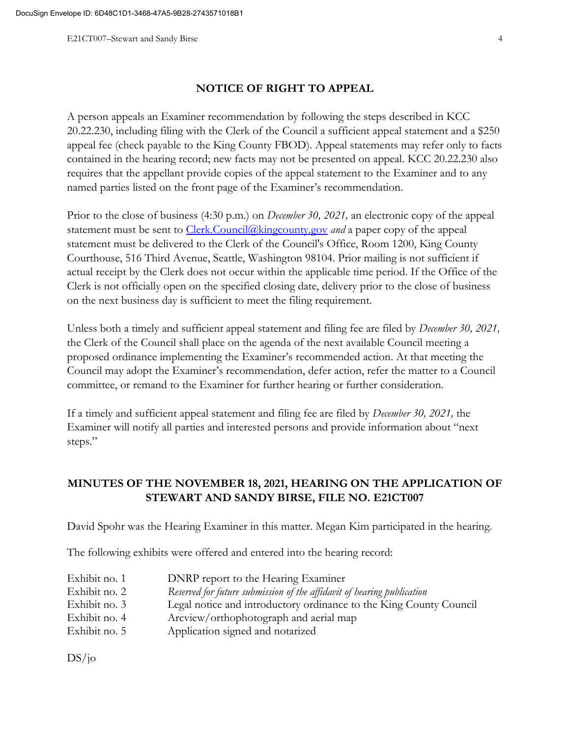## NOTICE OF RIGHT TO APPEAL

A person appeals an Examiner recommendation by following the steps described in KCC 20.22.230, including filing with the Clerk of the Council a sufficient appeal statement and a $250 appeal fee (check payable to the King County FBOD). Appeal statements may refer only to facts contained in the hearing record; new facts may not be presented on appeal. KCC 20.22.230 also requires that the appellant provide copies of the appeal statement to the Examiner and to any named parties listed on the front page of the Examiner's recommendation.

Prior to the close of business (4:30 p.m.) on *December 30, 2021,* an electronic copy of the appeal statement must be sent to Clerk.Council@kingcounty.gov *and* a paper copy of the appeal statement must be delivered to the Clerk of the Council's Office, Room 1200, King County Courthouse, 516 Third Avenue, Seattle, Washington 98104. Prior mailing is not sufficient if actual receipt by the Clerk does not occur within the applicable time period. If the Office of the Clerk is not officially open on the specified closing date, delivery prior to the close of business on the next business day is sufficient to meet the filing requirement.

Unless both a timely and sufficient appeal statement and filing fee are filed by *December 30, 2021,* the Clerk of the Council shall place on the agenda of the next available Council meeting a proposed ordinance implementing the Examiner's recommended action. At that meeting the Council may adopt the Examiner's recommendation, defer action, refer the matter to a Council committee, or remand to the Examiner for further hearing or further consideration.

If a timely and sufficient appeal statement and filing fee are filed by *December 30, 2021,* the Examiner will notify all parties and interested persons and provide information about "next steps."

## MINUTES OF THE NOVEMBER 18, 2021, HEARING ON THE APPLICATION OF STEWART AND SANDY BIRSE, FILE NO. E21CT007

David Spohr was the Hearing Examiner in this matter. Megan Kim participated in the hearing.

The following exhibits were offered and entered into the hearing record:

| | |
|---|---|
| Exhibit no. 1 | DNRP report to the Hearing Examiner |
| Exhibit no. 2 | *Reserved for future submission of the affidavit of hearing publication* |
| Exhibit no. 3 | Legal notice and introductory ordinance to the King County Council |
| Exhibit no. 4 | Arcview/orthophotograph and aerial map |
| Exhibit no. 5 | Application signed and notarized |

DS/jo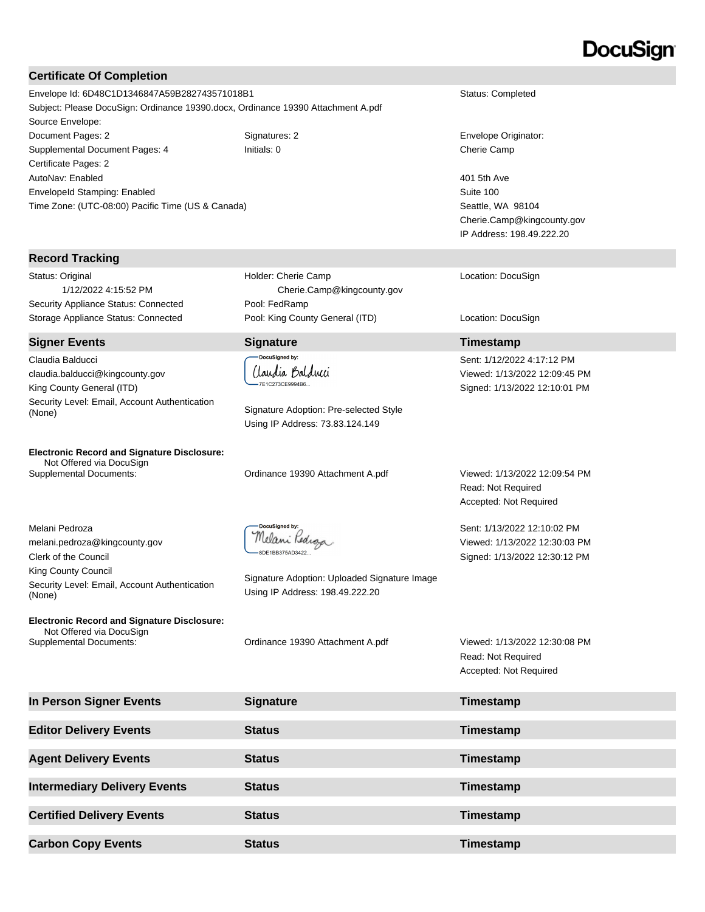DocuSign

## Certificate Of Completion

| | | |
|---|---|---|
| Envelope Id: 6D48C1D1346847A59B282743571018B1 | | Status: Completed |
| Subject: Please DocuSign: Ordinance 19390.docx, Ordinance 19390 Attachment A.pdf | | |
| Source Envelope: | | |
| Document Pages: 2 | Signatures: 2 | Envelope Originator: |
| Supplemental Document Pages: 4 | Initials: 0 | Cherie Camp |
| Certificate Pages: 2 | | |
| AutoNav: Enabled | | 401 5th Ave |
| EnvelopeId Stamping: Enabled | | Suite 100 |
| Time Zone: (UTC-08:00) Pacific Time (US & Canada) | | Seattle, WA 98104 |
| | | Cherie.Camp@kingcounty.gov |
| | | IP Address: 198.49.222.20 |

## Record Tracking

| | | |
|---|---|---|
| Status: Original<br>1/12/2022 4:15:52 PM | Holder: Cherie Camp<br>Cherie.Camp@kingcounty.gov | Location: DocuSign |
| Security Appliance Status: Connected | Pool: FedRamp | |
| Storage Appliance Status: Connected | Pool: King County General (ITD) | Location: DocuSign |

| Signer Events | Signature | Timestamp |
|---|---|---|
| Claudia Balducci<br>claudia.balducci@kingcounty.gov<br>King County General (ITD)<br>Security Level: Email, Account Authentication (None) | DocuSigned by:<br>Claudia Balducci<br>7E1C273CE9994B6...<br><br>Signature Adoption: Pre-selected Style<br>Using IP Address: 73.83.124.149 | Sent: 1/12/2022 4:17:12 PM<br>Viewed: 1/13/2022 12:09:45 PM<br>Signed: 1/13/2022 12:10:01 PM |
| **Electronic Record and Signature Disclosure:**<br>Not Offered via DocuSign<br>Supplemental Documents: | Ordinance 19390 Attachment A.pdf | Viewed: 1/13/2022 12:09:54 PM<br>Read: Not Required<br>Accepted: Not Required |
| Melani Pedroza<br>melani.pedroza@kingcounty.gov<br>Clerk of the Council<br>King County Council<br>Security Level: Email, Account Authentication (None) | DocuSigned by:<br>Melani Pedroza<br>8DE1BB375AD3422...<br><br>Signature Adoption: Uploaded Signature Image<br>Using IP Address: 198.49.222.20 | Sent: 1/13/2022 12:10:02 PM<br>Viewed: 1/13/2022 12:30:03 PM<br>Signed: 1/13/2022 12:30:12 PM |
| **Electronic Record and Signature Disclosure:**<br>Not Offered via DocuSign<br>Supplemental Documents: | Ordinance 19390 Attachment A.pdf | Viewed: 1/13/2022 12:30:08 PM<br>Read: Not Required<br>Accepted: Not Required |

| In Person Signer Events | Signature | Timestamp |
|---|---|---|

| Editor Delivery Events | Status | Timestamp |
|---|---|---|

| Agent Delivery Events | Status | Timestamp |
|---|---|---|

| Intermediary Delivery Events | Status | Timestamp |
|---|---|---|

| Certified Delivery Events | Status | Timestamp |
|---|---|---|

| Carbon Copy Events | Status | Timestamp |
|---|---|---|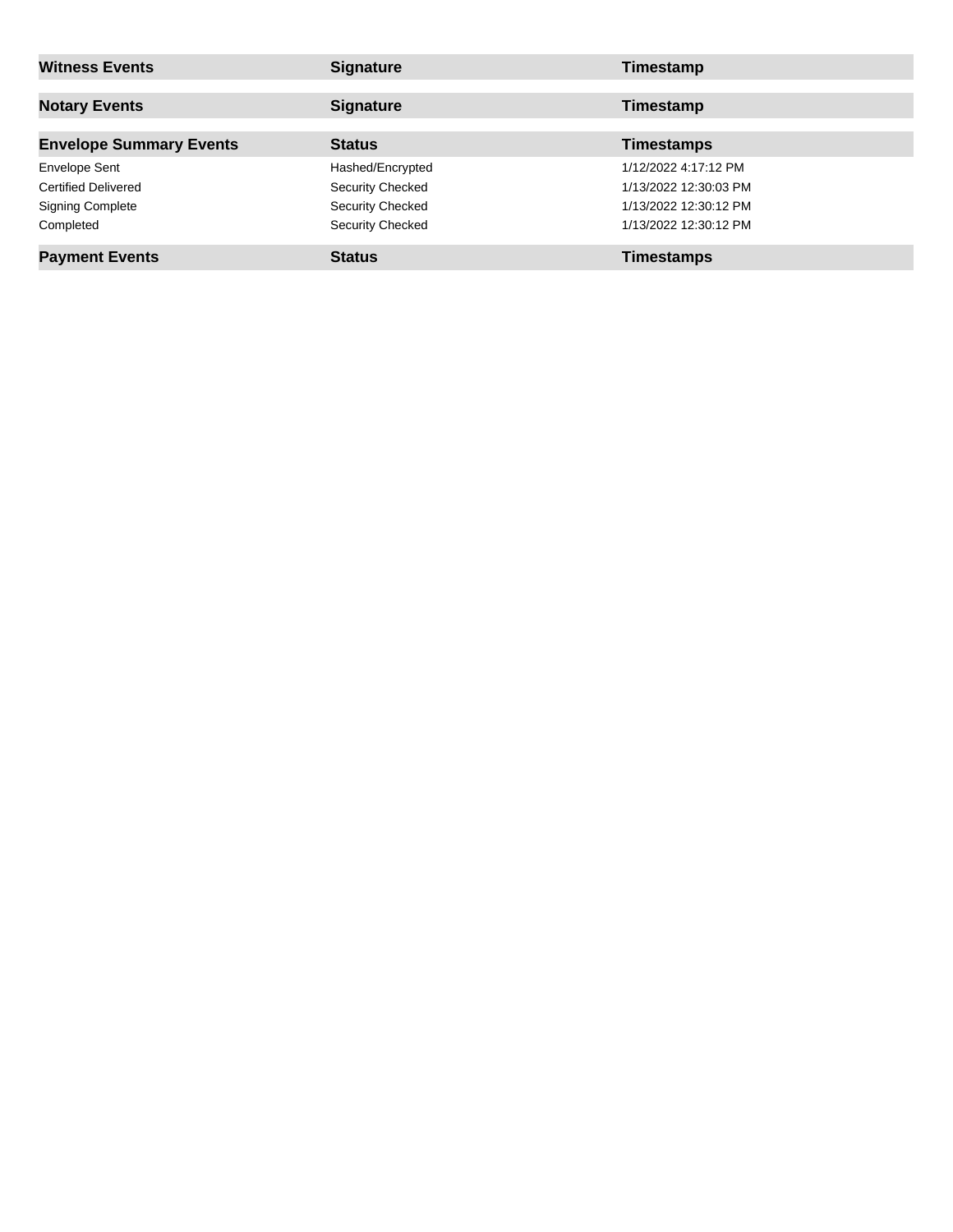| Witness Events | Signature | Timestamp |
|---|---|---|

| Notary Events | Signature | Timestamp |
|---|---|---|

| Envelope Summary Events | Status | Timestamps |
|---|---|---|
| Envelope Sent | Hashed/Encrypted | 1/12/2022 4:17:12 PM |
| Certified Delivered | Security Checked | 1/13/2022 12:30:03 PM |
| Signing Complete | Security Checked | 1/13/2022 12:30:12 PM |
| Completed | Security Checked | 1/13/2022 12:30:12 PM |

| Payment Events | Status | Timestamps |
|---|---|---|